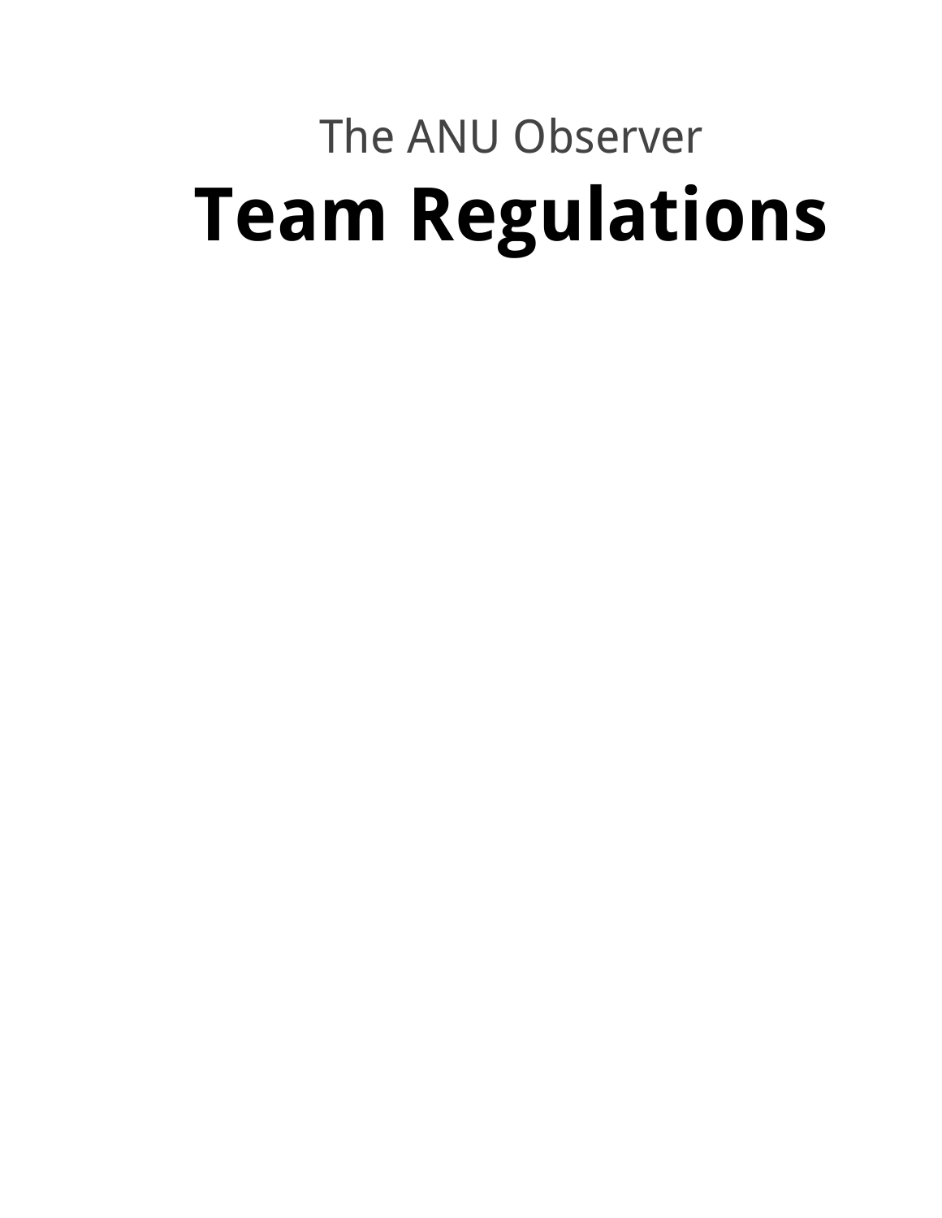The ANU Observer

# Team Regulations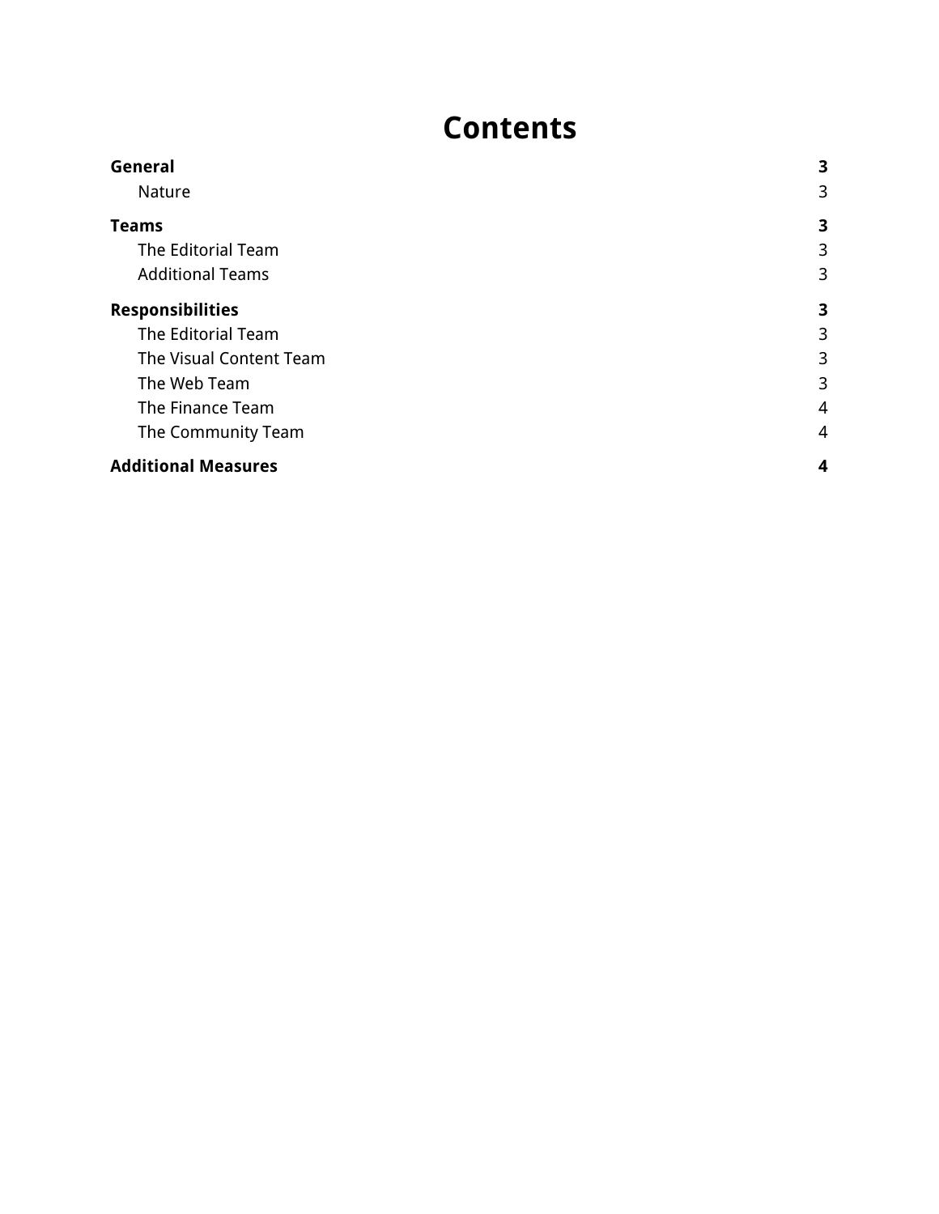# Contents

| | |
|---|---|
| **General** | **3** |
| Nature | 3 |
| **Teams** | **3** |
| The Editorial Team | 3 |
| Additional Teams | 3 |
| **Responsibilities** | **3** |
| The Editorial Team | 3 |
| The Visual Content Team | 3 |
| The Web Team | 3 |
| The Finance Team | 4 |
| The Community Team | 4 |
| **Additional Measures** | **4** |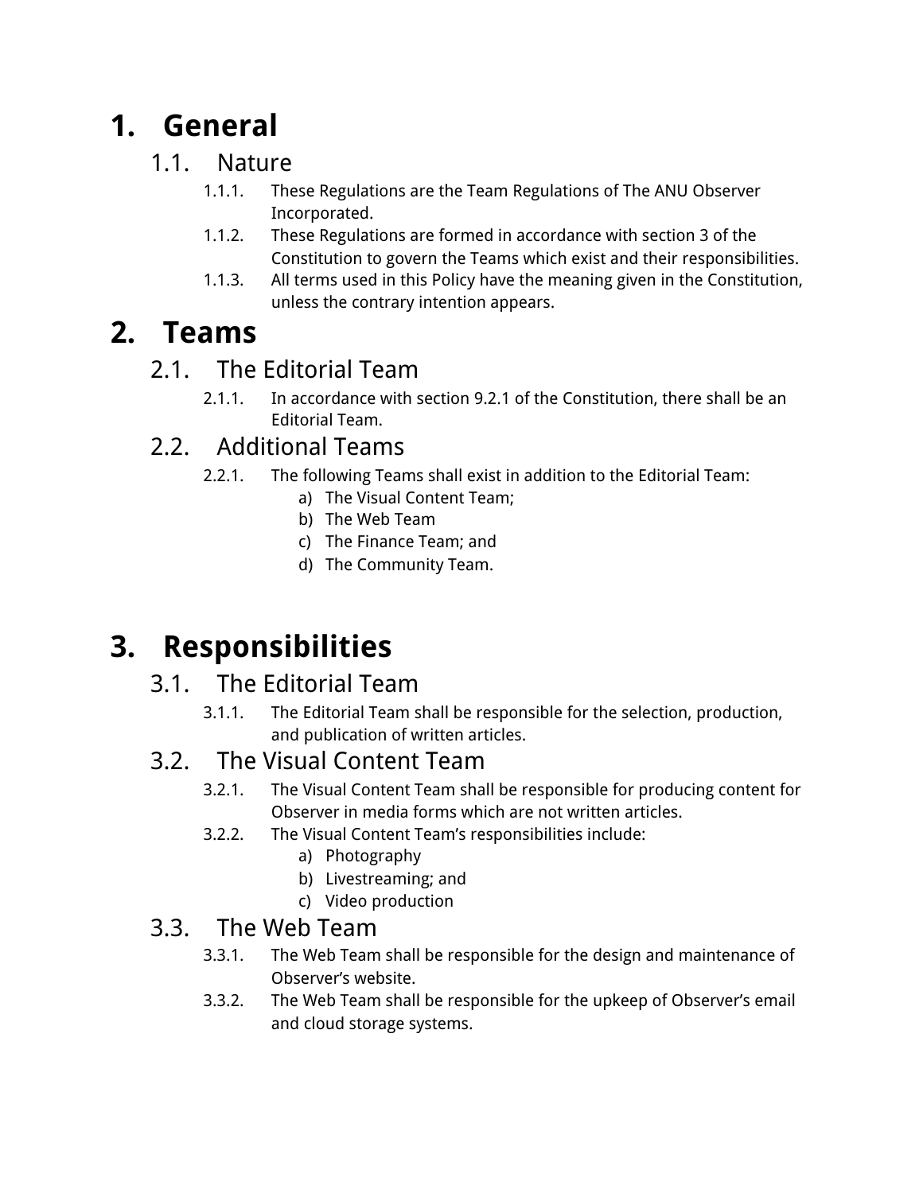# 1. General

## 1.1. Nature

1.1.1. These Regulations are the Team Regulations of The ANU Observer Incorporated.

1.1.2. These Regulations are formed in accordance with section 3 of the Constitution to govern the Teams which exist and their responsibilities.

1.1.3. All terms used in this Policy have the meaning given in the Constitution, unless the contrary intention appears.

# 2. Teams

## 2.1. The Editorial Team

2.1.1. In accordance with section 9.2.1 of the Constitution, there shall be an Editorial Team.

## 2.2. Additional Teams

2.2.1. The following Teams shall exist in addition to the Editorial Team:

a) The Visual Content Team;
b) The Web Team
c) The Finance Team; and
d) The Community Team.

# 3. Responsibilities

## 3.1. The Editorial Team

3.1.1. The Editorial Team shall be responsible for the selection, production, and publication of written articles.

## 3.2. The Visual Content Team

3.2.1. The Visual Content Team shall be responsible for producing content for Observer in media forms which are not written articles.

3.2.2. The Visual Content Team's responsibilities include:

a) Photography
b) Livestreaming; and
c) Video production

## 3.3. The Web Team

3.3.1. The Web Team shall be responsible for the design and maintenance of Observer's website.

3.3.2. The Web Team shall be responsible for the upkeep of Observer's email and cloud storage systems.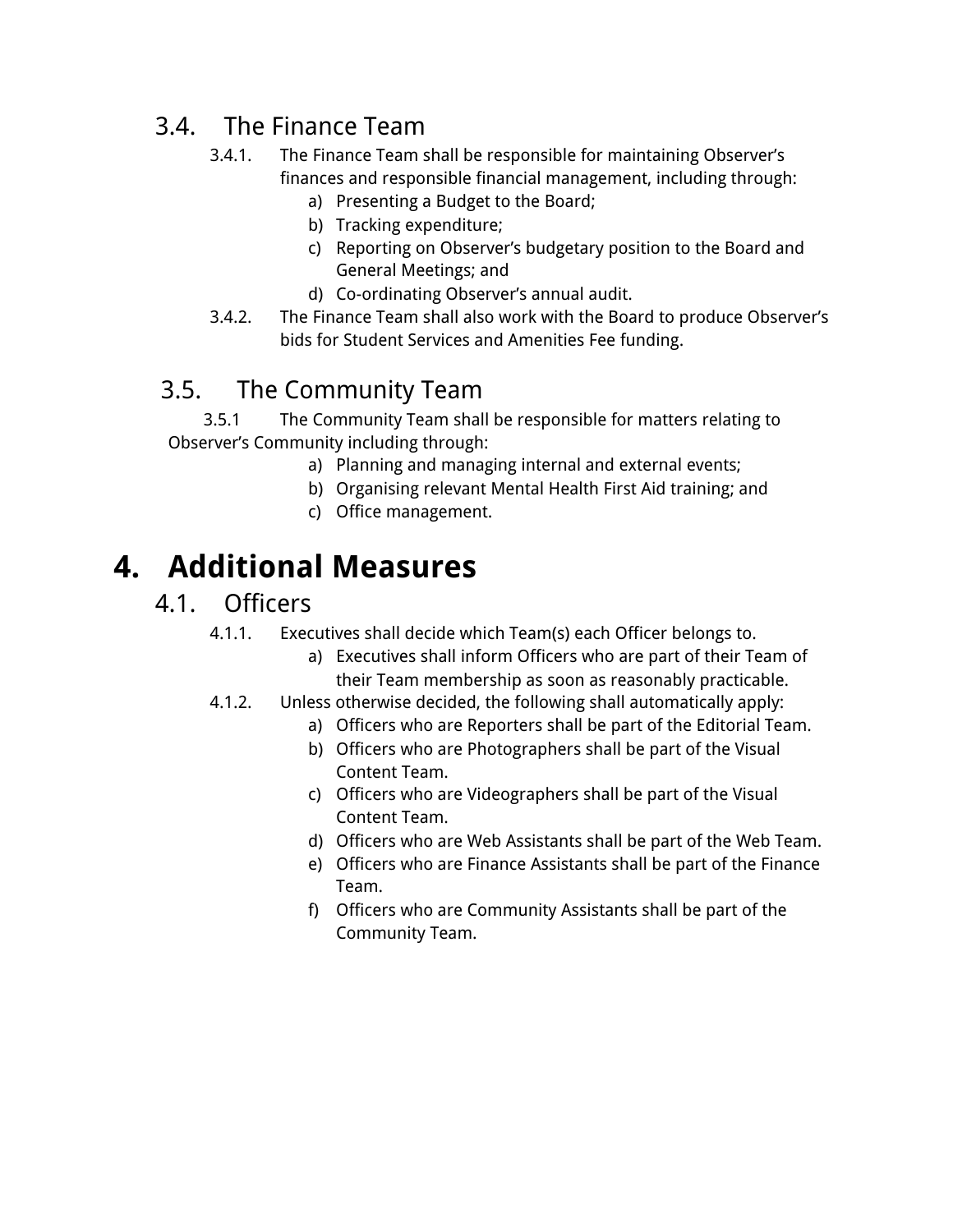### 3.4. The Finance Team

3.4.1. The Finance Team shall be responsible for maintaining Observer's finances and responsible financial management, including through:

a) Presenting a Budget to the Board;
b) Tracking expenditure;
c) Reporting on Observer's budgetary position to the Board and General Meetings; and
d) Co-ordinating Observer's annual audit.

3.4.2. The Finance Team shall also work with the Board to produce Observer's bids for Student Services and Amenities Fee funding.

### 3.5. The Community Team

3.5.1 The Community Team shall be responsible for matters relating to Observer's Community including through:

a) Planning and managing internal and external events;
b) Organising relevant Mental Health First Aid training; and
c) Office management.

## 4. Additional Measures

### 4.1. Officers

4.1.1. Executives shall decide which Team(s) each Officer belongs to.

a) Executives shall inform Officers who are part of their Team of their Team membership as soon as reasonably practicable.

4.1.2. Unless otherwise decided, the following shall automatically apply:

a) Officers who are Reporters shall be part of the Editorial Team.
b) Officers who are Photographers shall be part of the Visual Content Team.
c) Officers who are Videographers shall be part of the Visual Content Team.
d) Officers who are Web Assistants shall be part of the Web Team.
e) Officers who are Finance Assistants shall be part of the Finance Team.
f) Officers who are Community Assistants shall be part of the Community Team.